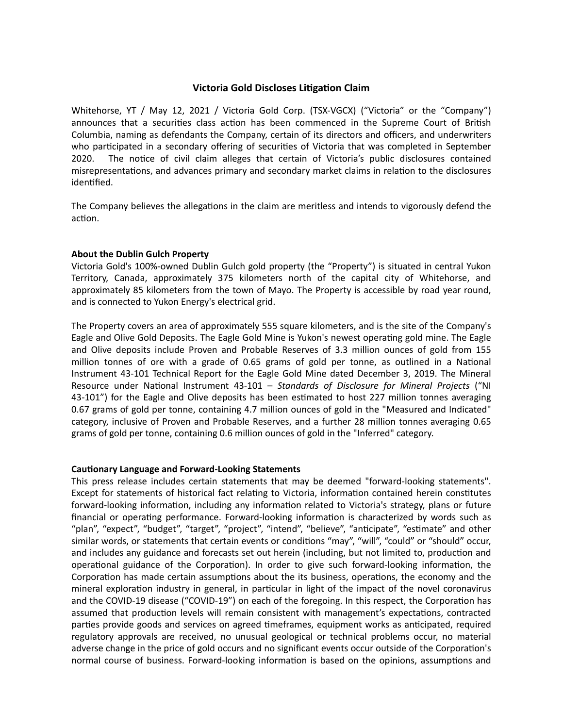# Victoria Gold Discloses Litigation Claim

Whitehorse, YT / May 12, 2021 / Victoria Gold Corp. (TSX-VGCX) ("Victoria" or the "Company") announces that a securities class action has been commenced in the Supreme Court of British Columbia, naming as defendants the Company, certain of its directors and officers, and underwriters who participated in a secondary offering of securities of Victoria that was completed in September 2020. The notice of civil claim alleges that certain of Victoria's public disclosures contained misrepresentations, and advances primary and secondary market claims in relation to the disclosures identified.

The Company believes the allegations in the claim are meritless and intends to vigorously defend the action.

**About the Dublin Gulch Property**

Victoria Gold's 100%-owned Dublin Gulch gold property (the "Property") is situated in central Yukon Territory, Canada, approximately 375 kilometers north of the capital city of Whitehorse, and approximately 85 kilometers from the town of Mayo. The Property is accessible by road year round, and is connected to Yukon Energy's electrical grid.

The Property covers an area of approximately 555 square kilometers, and is the site of the Company's Eagle and Olive Gold Deposits. The Eagle Gold Mine is Yukon's newest operating gold mine. The Eagle and Olive deposits include Proven and Probable Reserves of 3.3 million ounces of gold from 155 million tonnes of ore with a grade of 0.65 grams of gold per tonne, as outlined in a National Instrument 43-101 Technical Report for the Eagle Gold Mine dated December 3, 2019. The Mineral Resource under National Instrument 43-101 – *Standards of Disclosure for Mineral Projects* ("NI 43-101") for the Eagle and Olive deposits has been estimated to host 227 million tonnes averaging 0.67 grams of gold per tonne, containing 4.7 million ounces of gold in the "Measured and Indicated" category, inclusive of Proven and Probable Reserves, and a further 28 million tonnes averaging 0.65 grams of gold per tonne, containing 0.6 million ounces of gold in the "Inferred" category.

**Cautionary Language and Forward-Looking Statements**

This press release includes certain statements that may be deemed "forward-looking statements". Except for statements of historical fact relating to Victoria, information contained herein constitutes forward-looking information, including any information related to Victoria's strategy, plans or future financial or operating performance. Forward-looking information is characterized by words such as "plan", "expect", "budget", "target", "project", "intend", "believe", "anticipate", "estimate" and other similar words, or statements that certain events or conditions "may", "will", "could" or "should" occur, and includes any guidance and forecasts set out herein (including, but not limited to, production and operational guidance of the Corporation). In order to give such forward-looking information, the Corporation has made certain assumptions about the its business, operations, the economy and the mineral exploration industry in general, in particular in light of the impact of the novel coronavirus and the COVID-19 disease ("COVID-19") on each of the foregoing. In this respect, the Corporation has assumed that production levels will remain consistent with management's expectations, contracted parties provide goods and services on agreed timeframes, equipment works as anticipated, required regulatory approvals are received, no unusual geological or technical problems occur, no material adverse change in the price of gold occurs and no significant events occur outside of the Corporation's normal course of business. Forward-looking information is based on the opinions, assumptions and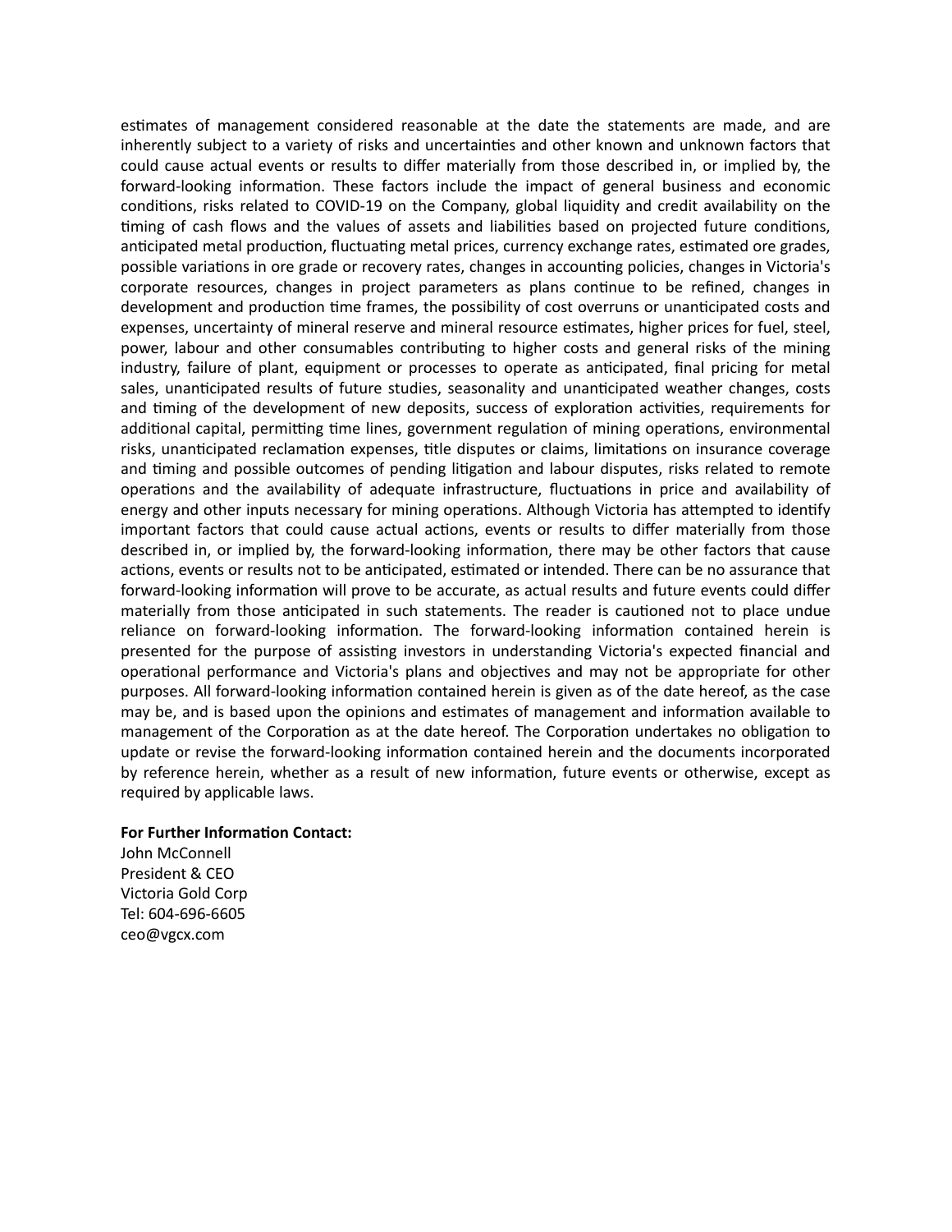estimates of management considered reasonable at the date the statements are made, and are inherently subject to a variety of risks and uncertainties and other known and unknown factors that could cause actual events or results to differ materially from those described in, or implied by, the forward-looking information. These factors include the impact of general business and economic conditions, risks related to COVID-19 on the Company, global liquidity and credit availability on the timing of cash flows and the values of assets and liabilities based on projected future conditions, anticipated metal production, fluctuating metal prices, currency exchange rates, estimated ore grades, possible variations in ore grade or recovery rates, changes in accounting policies, changes in Victoria's corporate resources, changes in project parameters as plans continue to be refined, changes in development and production time frames, the possibility of cost overruns or unanticipated costs and expenses, uncertainty of mineral reserve and mineral resource estimates, higher prices for fuel, steel, power, labour and other consumables contributing to higher costs and general risks of the mining industry, failure of plant, equipment or processes to operate as anticipated, final pricing for metal sales, unanticipated results of future studies, seasonality and unanticipated weather changes, costs and timing of the development of new deposits, success of exploration activities, requirements for additional capital, permitting time lines, government regulation of mining operations, environmental risks, unanticipated reclamation expenses, title disputes or claims, limitations on insurance coverage and timing and possible outcomes of pending litigation and labour disputes, risks related to remote operations and the availability of adequate infrastructure, fluctuations in price and availability of energy and other inputs necessary for mining operations. Although Victoria has attempted to identify important factors that could cause actual actions, events or results to differ materially from those described in, or implied by, the forward-looking information, there may be other factors that cause actions, events or results not to be anticipated, estimated or intended. There can be no assurance that forward-looking information will prove to be accurate, as actual results and future events could differ materially from those anticipated in such statements. The reader is cautioned not to place undue reliance on forward-looking information. The forward-looking information contained herein is presented for the purpose of assisting investors in understanding Victoria's expected financial and operational performance and Victoria's plans and objectives and may not be appropriate for other purposes. All forward-looking information contained herein is given as of the date hereof, as the case may be, and is based upon the opinions and estimates of management and information available to management of the Corporation as at the date hereof. The Corporation undertakes no obligation to update or revise the forward-looking information contained herein and the documents incorporated by reference herein, whether as a result of new information, future events or otherwise, except as required by applicable laws.

**For Further Information Contact:**
John McConnell
President & CEO
Victoria Gold Corp
Tel: 604-696-6605
ceo@vgcx.com